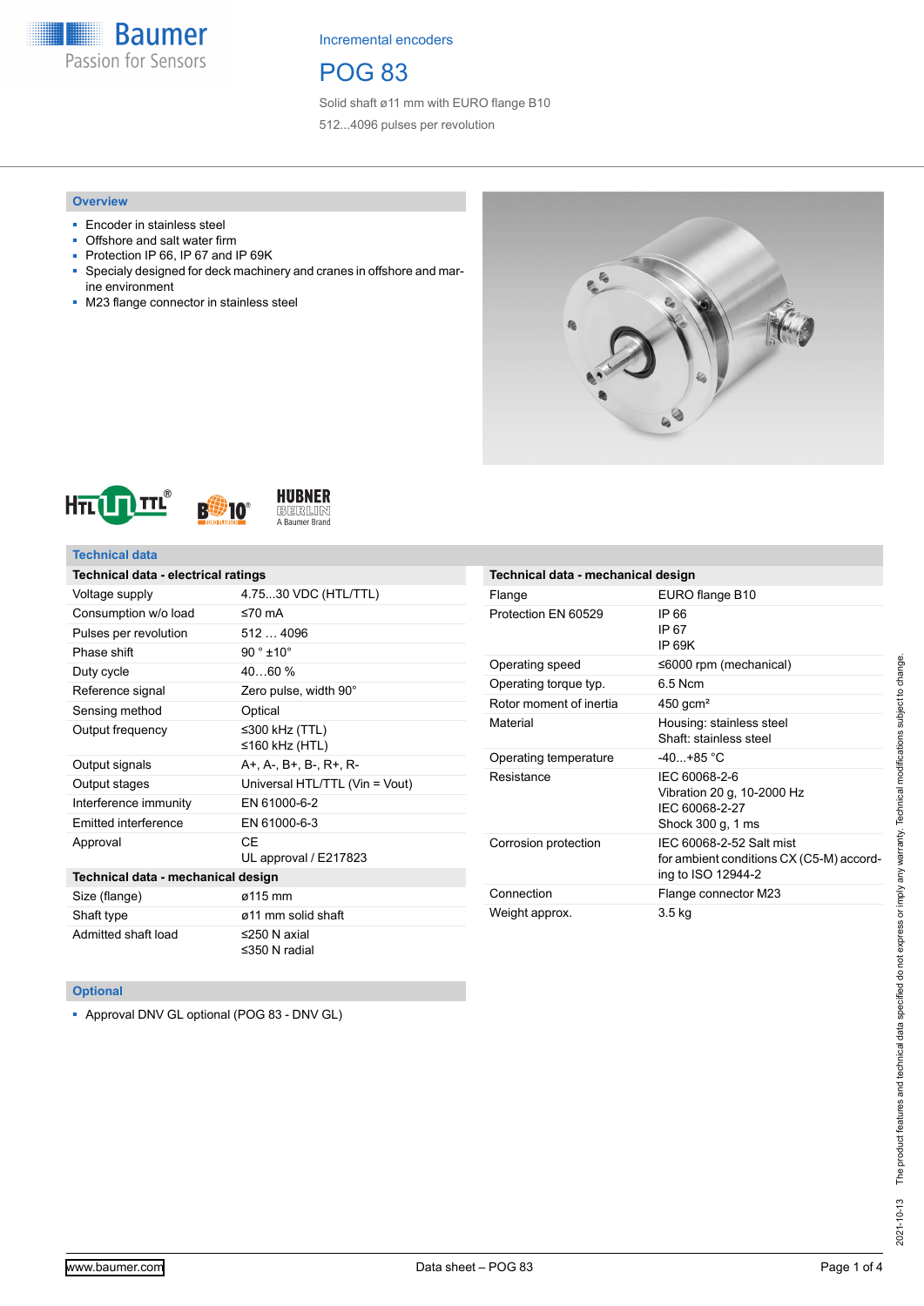Incremental encoders

# POG 83

Solid shaft ø11 mm with EURO flange B10

512...4096 pulses per revolution

## Overview

- Encoder in stainless steel
- Offshore and salt water firm
- Protection IP 66, IP 67 and IP 69K
- Specialy designed for deck machinery and cranes in offshore and marine environment
- M23 flange connector in stainless steel

## Technical data

| Technical data - electrical ratings | |
|---|---|
| Voltage supply | 4.75...30 VDC (HTL/TTL) |
| Consumption w/o load | ≤70 mA |
| Pulses per revolution | 512 … 4096 |
| Phase shift | 90 ° ±10° |
| Duty cycle | 40…60 % |
| Reference signal | Zero pulse, width 90° |
| Sensing method | Optical |
| Output frequency | ≤300 kHz (TTL)<br>≤160 kHz (HTL) |
| Output signals | A+, A-, B+, B-, R+, R- |
| Output stages | Universal HTL/TTL (Vin = Vout) |
| Interference immunity | EN 61000-6-2 |
| Emitted interference | EN 61000-6-3 |
| Approval | CE<br>UL approval / E217823 |

| Technical data - mechanical design | |
|---|---|
| Size (flange) | ø115 mm |
| Shaft type | ø11 mm solid shaft |
| Admitted shaft load | ≤250 N axial<br>≤350 N radial |

| Technical data - mechanical design | |
|---|---|
| Flange | EURO flange B10 |
| Protection EN 60529 | IP 66<br>IP 67<br>IP 69K |
| Operating speed | ≤6000 rpm (mechanical) |
| Operating torque typ. | 6.5 Ncm |
| Rotor moment of inertia | 450 gcm² |
| Material | Housing: stainless steel<br>Shaft: stainless steel |
| Operating temperature | -40...+85 °C |
| Resistance | IEC 60068-2-6<br>Vibration 20 g, 10-2000 Hz<br>IEC 60068-2-27<br>Shock 300 g, 1 ms |
| Corrosion protection | IEC 60068-2-52 Salt mist<br>for ambient conditions CX (C5-M) according to ISO 12944-2 |
| Connection | Flange connector M23 |
| Weight approx. | 3.5 kg |

## Optional

- Approval DNV GL optional (POG 83 - DNV GL)

2021-10-13 The product features and technical data specified do not express or imply any warranty. Technical modifications subject to change.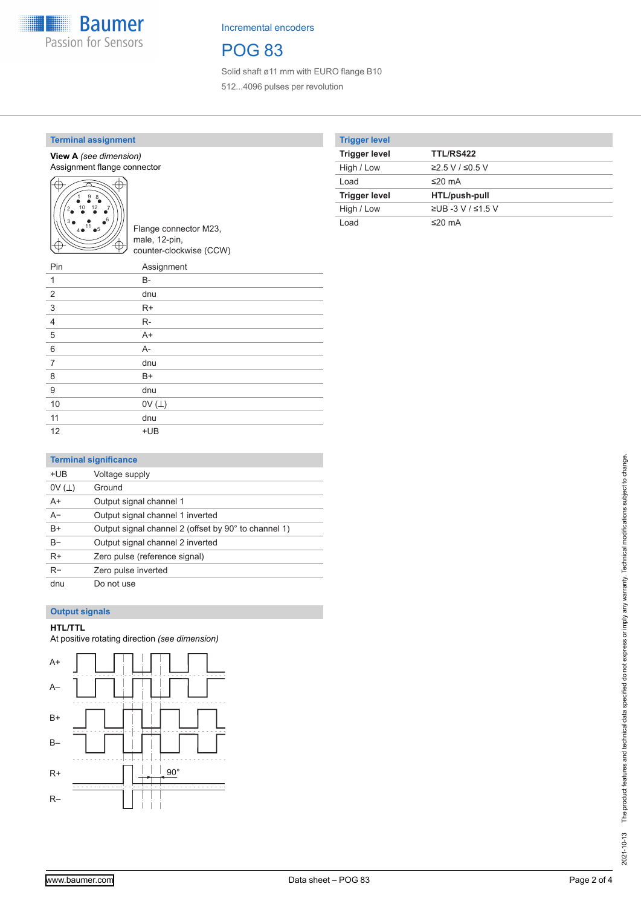# Incremental encoders

# POG 83

Solid shaft ø11 mm with EURO flange B10

512...4096 pulses per revolution

## Terminal assignment

**View A** *(see dimension)*
Assignment flange connector

Flange connector M23, male, 12-pin, counter-clockwise (CCW)

| Pin | Assignment |
|---|---|
| 1 | B- |
| 2 | dnu |
| 3 | R+ |
| 4 | R- |
| 5 | A+ |
| 6 | A- |
| 7 | dnu |
| 8 | B+ |
| 9 | dnu |
| 10 | 0V (⊥) |
| 11 | dnu |
| 12 | +UB |

## Terminal significance

| | |
|---|---|
| +UB | Voltage supply |
| 0V (⊥) | Ground |
| A+ | Output signal channel 1 |
| A– | Output signal channel 1 inverted |
| B+ | Output signal channel 2 (offset by 90° to channel 1) |
| B– | Output signal channel 2 inverted |
| R+ | Zero pulse (reference signal) |
| R– | Zero pulse inverted |
| dnu | Do not use |

## Output signals

**HTL/TTL**
At positive rotating direction *(see dimension)*

A+ A– B+ B– R+ R– 90°

## Trigger level

| Trigger level | TTL/RS422 |
|---|---|
| High / Low | ≥2.5 V / ≤0.5 V |
| Load | ≤20 mA |
| **Trigger level** | **HTL/push-pull** |
| High / Low | ≥UB -3 V / ≤1.5 V |
| Load | ≤20 mA |

The product features and technical data specified do not express or imply any warranty. Technical modifications subject to change.

2021-10-13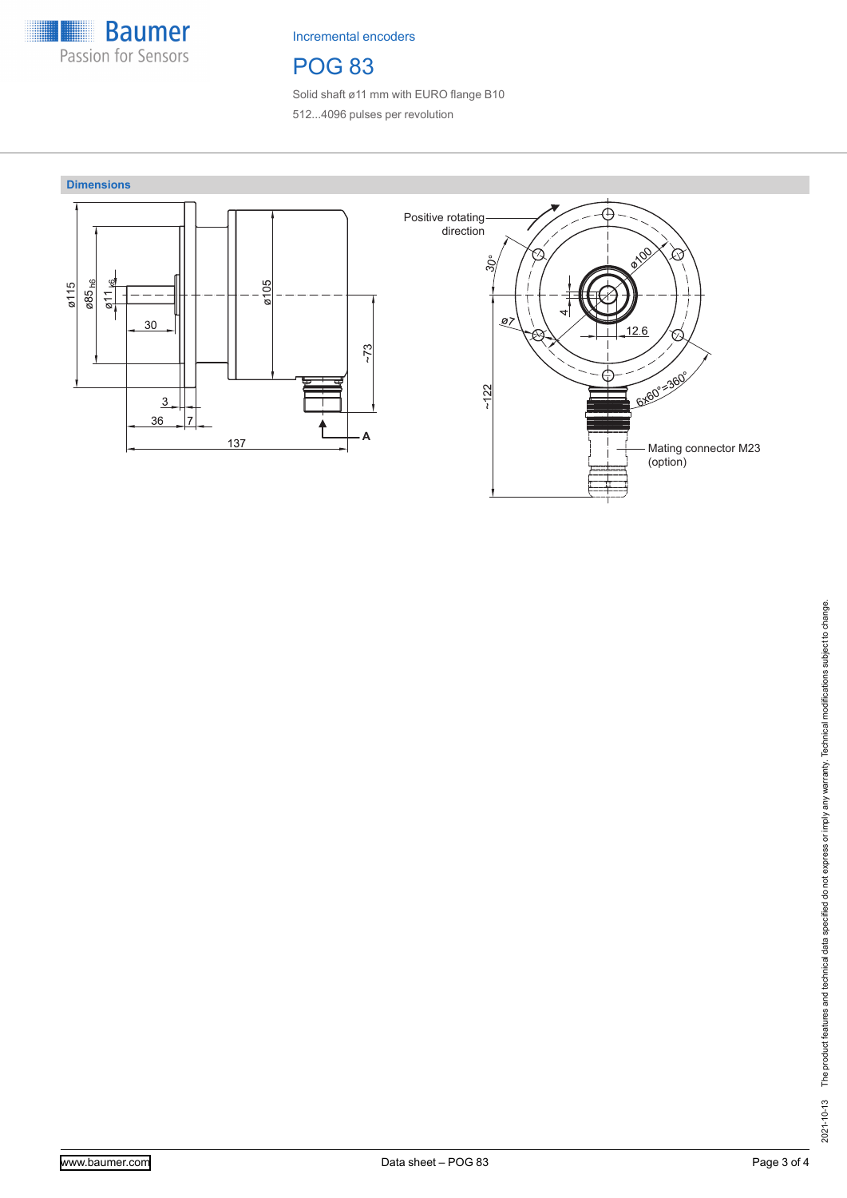Incremental encoders

# POG 83

Solid shaft ø11 mm with EURO flange B10

512...4096 pulses per revolution

## Dimensions

ø115

ø85 h6

ø11 k6

30

ø105

~73

3

36

7

137

A

Positive rotating direction

30°

ø100

4

ø7

12.6

~122

6x60°=360°

Mating connector M23 (option)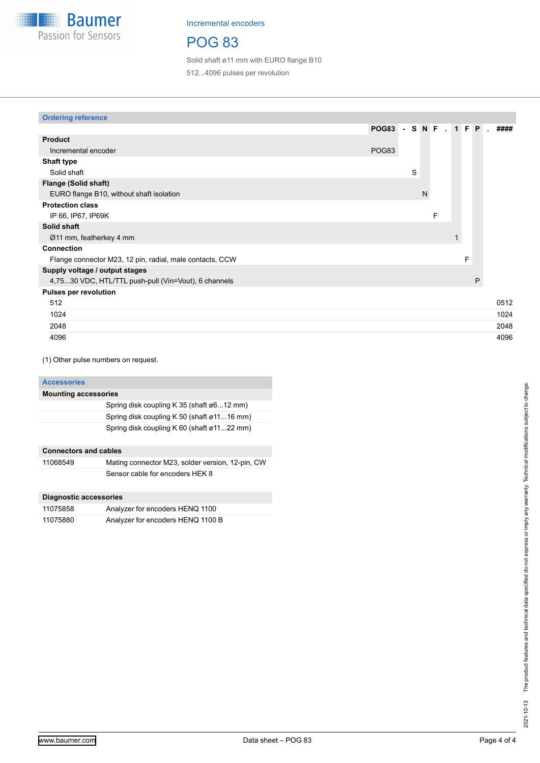# Incremental encoders

## POG 83

Solid shaft ø11 mm with EURO flange B10

512...4096 pulses per revolution

### Ordering reference

| | POG83 | - | S | N | F | . | 1 | F | P | . | #### |
|---|---|---|---|---|---|---|---|---|---|---|---|
| **Product** | | | | | | | | | | | |
| Incremental encoder | POG83 | | | | | | | | | | |
| **Shaft type** | | | | | | | | | | | |
| Solid shaft | | | S | | | | | | | | |
| **Flange (Solid shaft)** | | | | | | | | | | | |
| EURO flange B10, without shaft isolation | | | | N | | | | | | | |
| **Protection class** | | | | | | | | | | | |
| IP 66, IP67, IP69K | | | | | F | | | | | | |
| **Solid shaft** | | | | | | | | | | | |
| Ø11 mm, featherkey 4 mm | | | | | | | 1 | | | | |
| **Connection** | | | | | | | | | | | |
| Flange connector M23, 12 pin, radial, male contacts, CCW | | | | | | | | F | | | |
| **Supply voltage / output stages** | | | | | | | | | | | |
| 4,75...30 VDC, HTL/TTL push-pull (Vin=Vout), 6 channels | | | | | | | | | P | | |
| **Pulses per revolution** | | | | | | | | | | | |
| 512 | | | | | | | | | | | 0512 |
| 1024 | | | | | | | | | | | 1024 |
| 2048 | | | | | | | | | | | 2048 |
| 4096 | | | | | | | | | | | 4096 |

(1) Other pulse numbers on request.

### Accessories

| | |
|---|---|
| **Mounting accessories** | |
| | Spring disk coupling K 35 (shaft ø6...12 mm) |
| | Spring disk coupling K 50 (shaft ø11...16 mm) |
| | Spring disk coupling K 60 (shaft ø11...22 mm) |
| **Connectors and cables** | |
| 11068549 | Mating connector M23, solder version, 12-pin, CW |
| | Sensor cable for encoders HEK 8 |
| **Diagnostic accessories** | |
| 11075858 | Analyzer for encoders HENQ 1100 |
| 11075880 | Analyzer for encoders HENQ 1100 B |